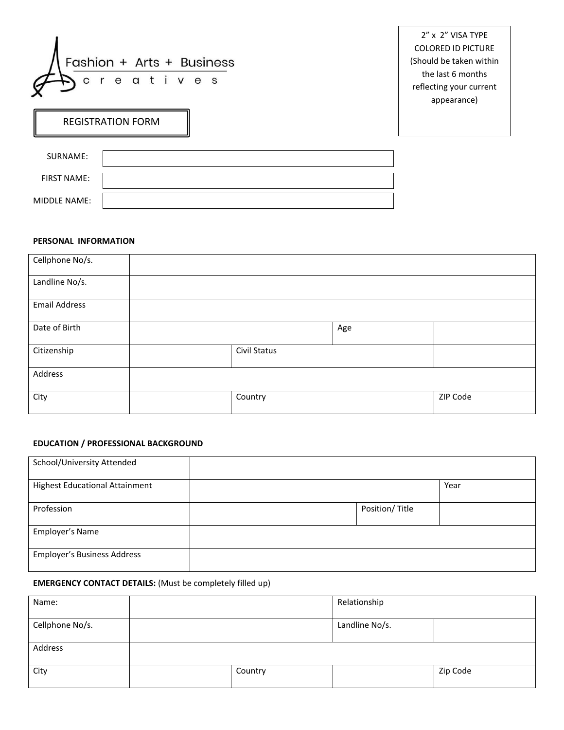Fashion + Arts + Business

c r e a t i v e s

2" x 2" VISA TYPE COLORED ID PICTURE (Should be taken within the last 6 months reflecting your current appearance)

# REGISTRATION FORM

| | |
|---|---|
| SURNAME: | |
| FIRST NAME: | |
| MIDDLE NAME: | |

**PERSONAL INFORMATION**

| | | | |
|---|---|---|---|
| Cellphone No/s. | | | |
| Landline No/s. | | | |
| Email Address | | | |
| Date of Birth | | Age | |
| Citizenship | | Civil Status | |
| Address | | | |
| City | | Country | ZIP Code |

**EDUCATION / PROFESSIONAL BACKGROUND**

| | | | |
|---|---|---|---|
| School/University Attended | | | |
| Highest Educational Attainment | | Year | |
| Profession | | Position/ Title | |
| Employer's Name | | | |
| Employer's Business Address | | | |

**EMERGENCY CONTACT DETAILS:** (Must be completely filled up)

| | | | |
|---|---|---|---|
| Name: | | Relationship | |
| Cellphone No/s. | | Landline No/s. | |
| Address | | | |
| City | | Country | | Zip Code |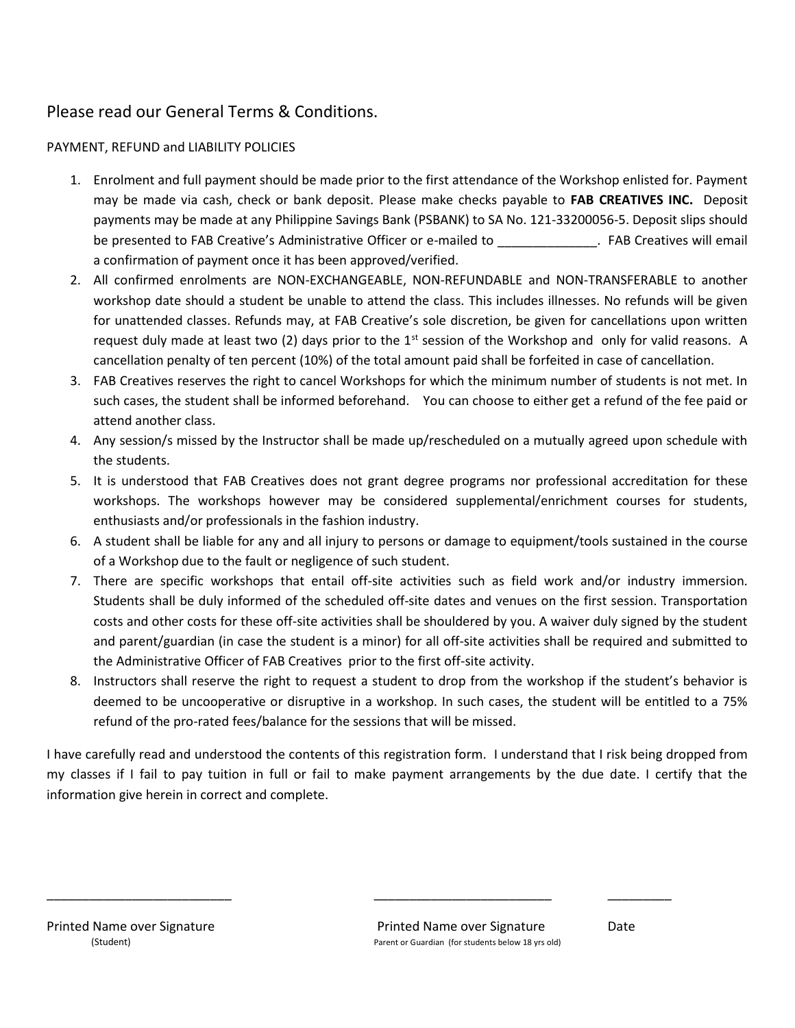Please read our General Terms & Conditions.

PAYMENT, REFUND and LIABILITY POLICIES

1. Enrolment and full payment should be made prior to the first attendance of the Workshop enlisted for. Payment may be made via cash, check or bank deposit. Please make checks payable to **FAB CREATIVES INC.** Deposit payments may be made at any Philippine Savings Bank (PSBANK) to SA No. 121-33200056-5. Deposit slips should be presented to FAB Creative's Administrative Officer or e-mailed to ______________. FAB Creatives will email a confirmation of payment once it has been approved/verified.
2. All confirmed enrolments are NON-EXCHANGEABLE, NON-REFUNDABLE and NON-TRANSFERABLE to another workshop date should a student be unable to attend the class. This includes illnesses. No refunds will be given for unattended classes. Refunds may, at FAB Creative's sole discretion, be given for cancellations upon written request duly made at least two (2) days prior to the 1st session of the Workshop and only for valid reasons. A cancellation penalty of ten percent (10%) of the total amount paid shall be forfeited in case of cancellation.
3. FAB Creatives reserves the right to cancel Workshops for which the minimum number of students is not met. In such cases, the student shall be informed beforehand. You can choose to either get a refund of the fee paid or attend another class.
4. Any session/s missed by the Instructor shall be made up/rescheduled on a mutually agreed upon schedule with the students.
5. It is understood that FAB Creatives does not grant degree programs nor professional accreditation for these workshops. The workshops however may be considered supplemental/enrichment courses for students, enthusiasts and/or professionals in the fashion industry.
6. A student shall be liable for any and all injury to persons or damage to equipment/tools sustained in the course of a Workshop due to the fault or negligence of such student.
7. There are specific workshops that entail off-site activities such as field work and/or industry immersion. Students shall be duly informed of the scheduled off-site dates and venues on the first session. Transportation costs and other costs for these off-site activities shall be shouldered by you. A waiver duly signed by the student and parent/guardian (in case the student is a minor) for all off-site activities shall be required and submitted to the Administrative Officer of FAB Creatives prior to the first off-site activity.
8. Instructors shall reserve the right to request a student to drop from the workshop if the student's behavior is deemed to be uncooperative or disruptive in a workshop. In such cases, the student will be entitled to a 75% refund of the pro-rated fees/balance for the sessions that will be missed.

I have carefully read and understood the contents of this registration form. I understand that I risk being dropped from my classes if I fail to pay tuition in full or fail to make payment arrangements by the due date. I certify that the information give herein in correct and complete.

__________________________ __________________________ _________

Printed Name over Signature (Student)

Printed Name over Signature Parent or Guardian (for students below 18 yrs old)

Date